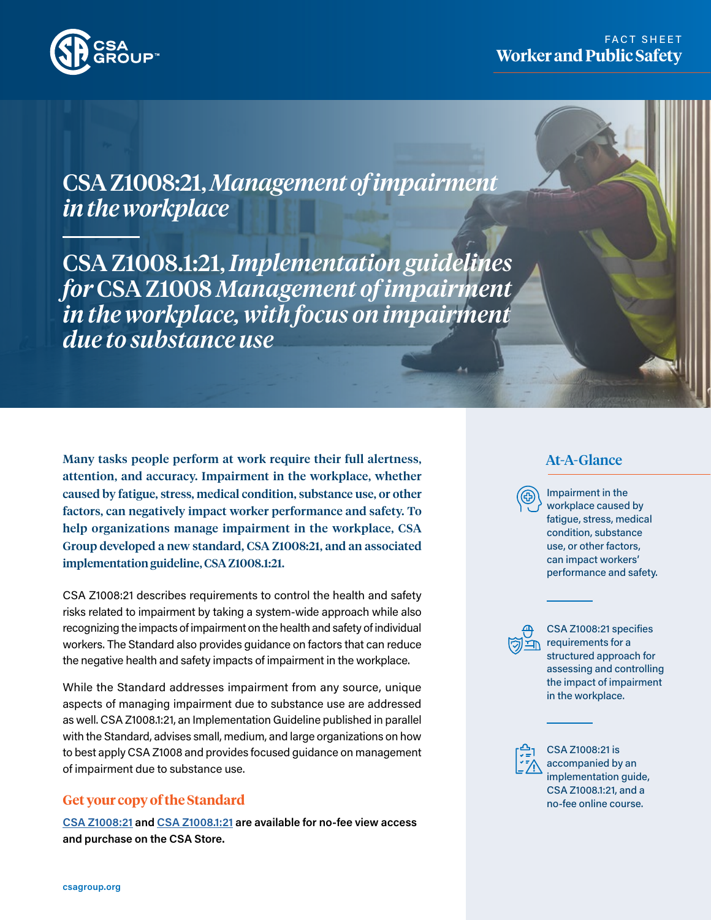FACT SHEET
**Worker and Public Safety**

# CSA Z1008:21, *Management of impairment in the workplace*

# CSA Z1008.1:21, *Implementation guidelines for* CSA Z1008 *Management of impairment in the workplace, with focus on impairment due to substance use*

**Many tasks people perform at work require their full alertness, attention, and accuracy. Impairment in the workplace, whether caused by fatigue, stress, medical condition, substance use, or other factors, can negatively impact worker performance and safety. To help organizations manage impairment in the workplace, CSA Group developed a new standard, CSA Z1008:21, and an associated implementation guideline, CSA Z1008.1:21.**

CSA Z1008:21 describes requirements to control the health and safety risks related to impairment by taking a system-wide approach while also recognizing the impacts of impairment on the health and safety of individual workers. The Standard also provides guidance on factors that can reduce the negative health and safety impacts of impairment in the workplace.

While the Standard addresses impairment from any source, unique aspects of managing impairment due to substance use are addressed as well. CSA Z1008.1:21, an Implementation Guideline published in parallel with the Standard, advises small, medium, and large organizations on how to best apply CSA Z1008 and provides focused guidance on management of impairment due to substance use.

## Get your copy of the Standard

**CSA Z1008:21 and CSA Z1008.1:21 are available for no-fee view access and purchase on the CSA Store.**

## At-A-Glance

Impairment in the workplace caused by fatigue, stress, medical condition, substance use, or other factors, can impact workers' performance and safety.

CSA Z1008:21 specifies requirements for a structured approach for assessing and controlling the impact of impairment in the workplace.

CSA Z1008:21 is accompanied by an implementation guide, CSA Z1008.1:21, and a no-fee online course.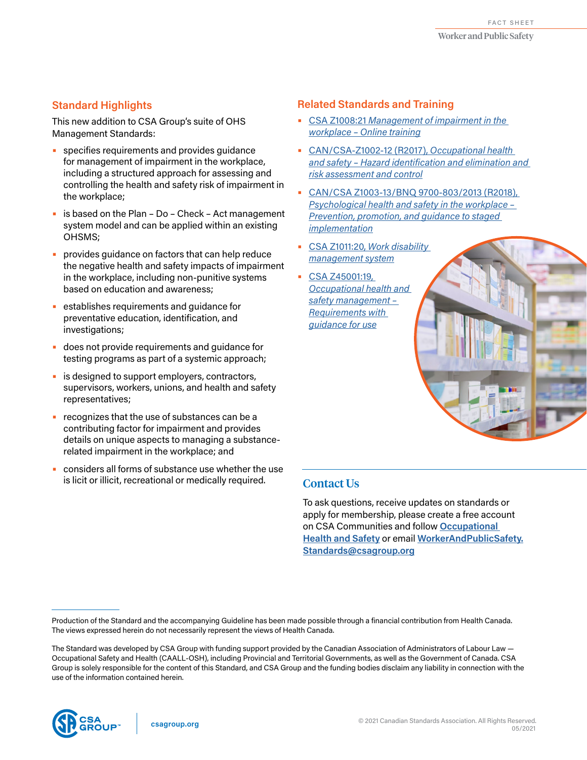## Standard Highlights

This new addition to CSA Group's suite of OHS Management Standards:

- specifies requirements and provides guidance for management of impairment in the workplace, including a structured approach for assessing and controlling the health and safety risk of impairment in the workplace;
- is based on the Plan – Do – Check – Act management system model and can be applied within an existing OHSMS;
- provides guidance on factors that can help reduce the negative health and safety impacts of impairment in the workplace, including non-punitive systems based on education and awareness;
- establishes requirements and guidance for preventative education, identification, and investigations;
- does not provide requirements and guidance for testing programs as part of a systemic approach;
- is designed to support employers, contractors, supervisors, workers, unions, and health and safety representatives;
- recognizes that the use of substances can be a contributing factor for impairment and provides details on unique aspects to managing a substance-related impairment in the workplace; and
- considers all forms of substance use whether the use is licit or illicit, recreational or medically required.

## Related Standards and Training

- CSA Z1008:21 *Management of impairment in the workplace – Online training*
- CAN/CSA-Z1002-12 (R2017), *Occupational health and safety – Hazard identification and elimination and risk assessment and control*
- CAN/CSA Z1003-13/BNQ 9700-803/2013 (R2018), *Psychological health and safety in the workplace – Prevention, promotion, and guidance to staged implementation*
- CSA Z1011:20, *Work disability management system*
- CSA Z45001:19, *Occupational health and safety management – Requirements with guidance for use*

## Contact Us

To ask questions, receive updates on standards or apply for membership, please create a free account on CSA Communities and follow **Occupational Health and Safety** or email **WorkerAndPublicSafety.Standards@csagroup.org**

Production of the Standard and the accompanying Guideline has been made possible through a financial contribution from Health Canada. The views expressed herein do not necessarily represent the views of Health Canada.

The Standard was developed by CSA Group with funding support provided by the Canadian Association of Administrators of Labour Law — Occupational Safety and Health (CAALL-OSH), including Provincial and Territorial Governments, as well as the Government of Canada. CSA Group is solely responsible for the content of this Standard, and CSA Group and the funding bodies disclaim any liability in connection with the use of the information contained herein.

csagroup.org

© 2021 Canadian Standards Association. All Rights Reserved.
05/2021